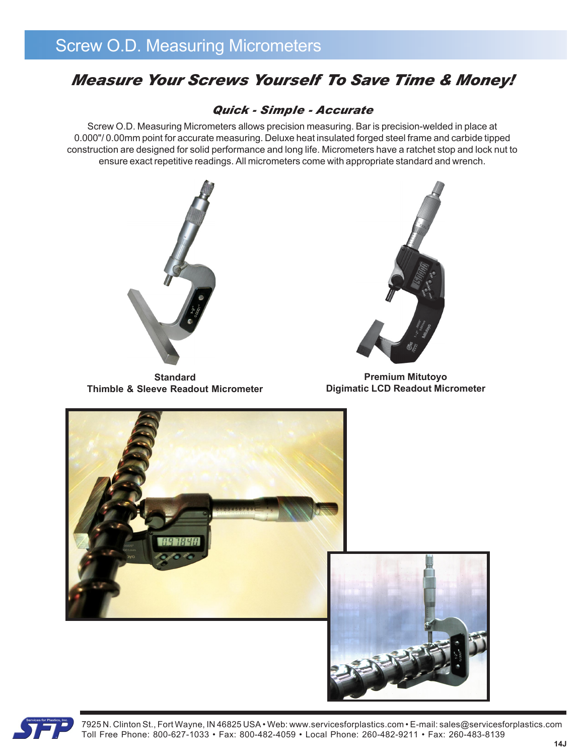# Screw O.D. Measuring Micrometers

## *Measure Your Screws Yourself To Save Time & Money!*

### *Quick - Simple - Accurate*

Screw O.D. Measuring Micrometers allows precision measuring. Bar is precision-welded in place at 0.000"/ 0.00mm point for accurate measuring. Deluxe heat insulated forged steel frame and carbide tipped construction are designed for solid performance and long life. Micrometers have a ratchet stop and lock nut to ensure exact repetitive readings. All micrometers come with appropriate standard and wrench.

**Standard**
**Thimble & Sleeve Readout Micrometer**

**Premium Mitutoyo**
**Digimatic LCD Readout Micrometer**

7925 N. Clinton St., Fort Wayne, IN 46825 USA • Web: www.servicesforplastics.com • E-mail: sales@servicesforplastics.com
Toll Free Phone: 800-627-1033 • Fax: 800-482-4059 • Local Phone: 260-482-9211 • Fax: 260-483-8139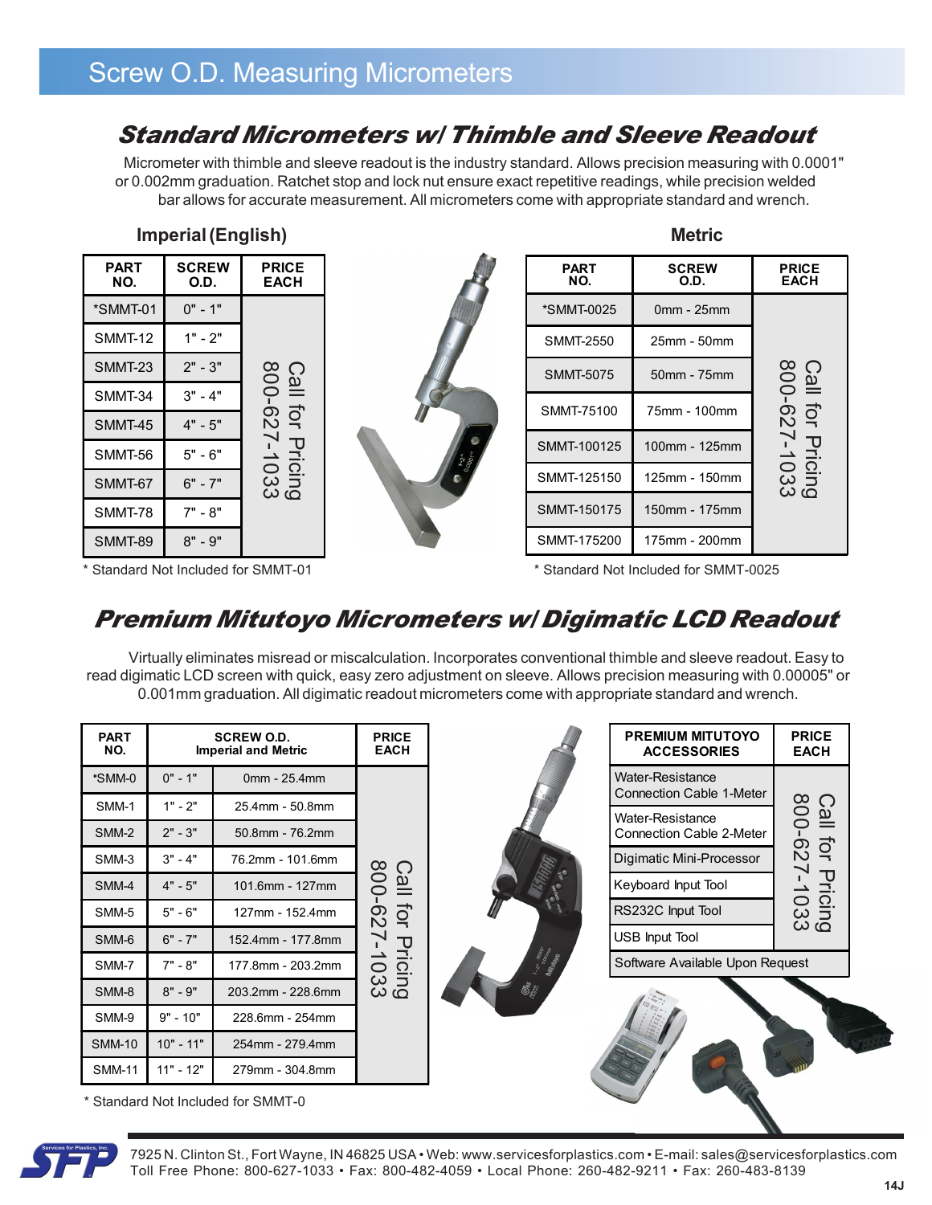# Screw O.D. Measuring Micrometers

## Standard Micrometers w/ Thimble and Sleeve Readout

Micrometer with thimble and sleeve readout is the industry standard. Allows precision measuring with 0.0001" or 0.002mm graduation. Ratchet stop and lock nut ensure exact repetitive readings, while precision welded bar allows for accurate measurement. All micrometers come with appropriate standard and wrench.

### Imperial (English)

| PART NO. | SCREW O.D. | PRICE EACH |
|---|---|---|
| *SMMT-01 | 0" - 1" | Call for Pricing 800-627-1033 |
| SMMT-12 | 1" - 2" | |
| SMMT-23 | 2" - 3" | |
| SMMT-34 | 3" - 4" | |
| SMMT-45 | 4" - 5" | |
| SMMT-56 | 5" - 6" | |
| SMMT-67 | 6" - 7" | |
| SMMT-78 | 7" - 8" | |
| SMMT-89 | 8" - 9" | |

\* Standard Not Included for SMMT-01

### Metric

| PART NO. | SCREW O.D. | PRICE EACH |
|---|---|---|
| *SMMT-0025 | 0mm - 25mm | Call for Pricing 800-627-1033 |
| SMMT-2550 | 25mm - 50mm | |
| SMMT-5075 | 50mm - 75mm | |
| SMMT-75100 | 75mm - 100mm | |
| SMMT-100125 | 100mm - 125mm | |
| SMMT-125150 | 125mm - 150mm | |
| SMMT-150175 | 150mm - 175mm | |
| SMMT-175200 | 175mm - 200mm | |

\* Standard Not Included for SMMT-0025

## Premium Mitutoyo Micrometers w/ Digimatic LCD Readout

Virtually eliminates misread or miscalculation. Incorporates conventional thimble and sleeve readout. Easy to read digimatic LCD screen with quick, easy zero adjustment on sleeve. Allows precision measuring with 0.00005" or 0.001mm graduation. All digimatic readout micrometers come with appropriate standard and wrench.

| PART NO. | SCREW O.D. Imperial and Metric | | PRICE EACH |
|---|---|---|---|
| *SMM-0 | 0" - 1" | 0mm - 25.4mm | Call for Pricing 800-627-1033 |
| SMM-1 | 1" - 2" | 25.4mm - 50.8mm | |
| SMM-2 | 2" - 3" | 50.8mm - 76.2mm | |
| SMM-3 | 3" - 4" | 76.2mm - 101.6mm | |
| SMM-4 | 4" - 5" | 101.6mm - 127mm | |
| SMM-5 | 5" - 6" | 127mm - 152.4mm | |
| SMM-6 | 6" - 7" | 152.4mm - 177.8mm | |
| SMM-7 | 7" - 8" | 177.8mm - 203.2mm | |
| SMM-8 | 8" - 9" | 203.2mm - 228.6mm | |
| SMM-9 | 9" - 10" | 228.6mm - 254mm | |
| SMM-10 | 10" - 11" | 254mm - 279.4mm | |
| SMM-11 | 11" - 12" | 279mm - 304.8mm | |

\* Standard Not Included for SMMT-0

| PREMIUM MITUTOYO ACCESSORIES | PRICE EACH |
|---|---|
| Water-Resistance Connection Cable 1-Meter | Call for Pricing 800-627-1033 |
| Water-Resistance Connection Cable 2-Meter | |
| Digimatic Mini-Processor | |
| Keyboard Input Tool | |
| RS232C Input Tool | |
| USB Input Tool | |
| Software Available Upon Request | |

7925 N. Clinton St., Fort Wayne, IN 46825 USA • Web: www.servicesforplastics.com • E-mail: sales@servicesforplastics.com
Toll Free Phone: 800-627-1033 • Fax: 800-482-4059 • Local Phone: 260-482-9211 • Fax: 260-483-8139